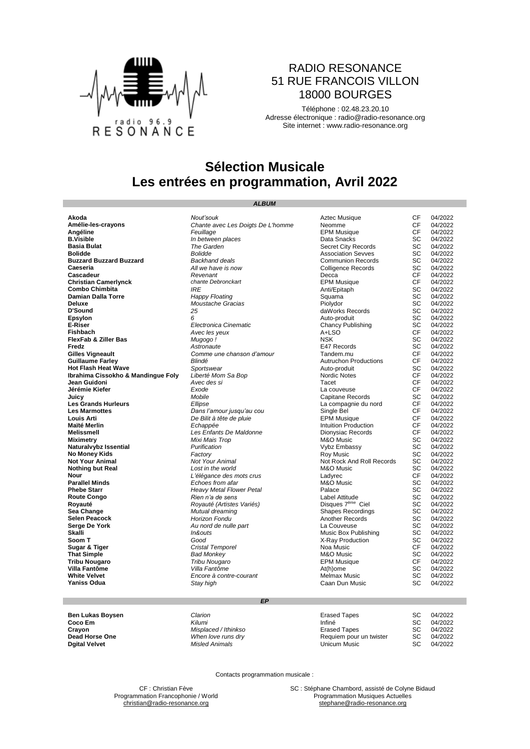RADIO RESONANCE
51 RUE FRANCOIS VILLON
18000 BOURGES

Téléphone : 02.48.23.20.10
Adresse électronique : radio@radio-resonance.org
Site internet : www.radio-resonance.org

# Sélection Musicale
# Les entrées en programmation, Avril 2022

## *ALBUM*

| Artiste | Titre | Label | Prog. | Date |
|---|---|---|---|---|
| **Akoda** | *Nout'souk* | Aztec Musique | CF | 04/2022 |
| **Amélie-les-crayons** | *Chante avec Les Doigts De L'homme* | Neomme | CF | 04/2022 |
| **Angéline** | *Feuillage* | EPM Musique | CF | 04/2022 |
| **B.Visible** | *In between places* | Data Snacks | SC | 04/2022 |
| **Basia Bulat** | *The Garden* | Secret City Records | SC | 04/2022 |
| **Bolidde** | *Bolidde* | Association Sevves | SC | 04/2022 |
| **Buzzard Buzzard Buzzard** | *Backhand deals* | Communion Records | SC | 04/2022 |
| **Caeseria** | *All we have is now* | Colligence Records | SC | 04/2022 |
| **Cascadeur** | *Revenant* | Decca | CF | 04/2022 |
| **Christian Camerlynck** | *chante Debronckart* | EPM Musique | CF | 04/2022 |
| **Combo Chimbita** | *IRE* | Anti/Epitaph | SC | 04/2022 |
| **Damian Dalla Torre** | *Happy Floating* | Squama | SC | 04/2022 |
| **Deluxe** | *Moustache Gracias* | Piolydor | SC | 04/2022 |
| **D'Sound** | *25* | daWorks Records | SC | 04/2022 |
| **Epsylon** | *6* | Auto-produit | SC | 04/2022 |
| **E-Riser** | *Electronica Cinematic* | Chancy Publishing | SC | 04/2022 |
| **Fishbach** | *Avec les yeux* | A+LSO | CF | 04/2022 |
| **FlexFab & Ziller Bas** | *Mugogo !* | NSK | SC | 04/2022 |
| **Fredz** | *Astronaute* | E47 Records | SC | 04/2022 |
| **Gilles Vigneault** | *Comme une chanson d'amour* | Tandem.mu | CF | 04/2022 |
| **Guillaume Farley** | *Blindé* | Autruchon Productions | CF | 04/2022 |
| **Hot Flash Heat Wave** | *Sportswear* | Auto-produit | SC | 04/2022 |
| **Ibrahima Cissokho & Mandingue Foly** | *Liberté Mom Sa Bop* | Nordic Notes | CF | 04/2022 |
| **Jean Guidoni** | *Avec des si* | Tacet | CF | 04/2022 |
| **Jérémie Kiefer** | *Exode* | La couveuse | CF | 04/2022 |
| **Juicy** | *Mobile* | Capitane Records | SC | 04/2022 |
| **Les Grands Hurleurs** | *Ellipse* | La compagnie du nord | CF | 04/2022 |
| **Les Marmottes** | *Dans l'amour jusqu'au cou* | Single Bel | CF | 04/2022 |
| **Louis Arti** | *De Bilit à tête de pluie* | EPM Musique | CF | 04/2022 |
| **Maïté Merlin** | *Echappée* | Intuition Production | CF | 04/2022 |
| **Melissmell** | *Les Enfants De Maldonne* | Dionysiac Records | CF | 04/2022 |
| **Miximetry** | *Mixi Mais Trop* | M&O Music | SC | 04/2022 |
| **Naturalvybz Issential** | *Purification* | Vybz Embassy | SC | 04/2022 |
| **No Money Kids** | *Factory* | Roy Music | SC | 04/2022 |
| **Not Your Animal** | *Not Your Animal* | Not Rock And Roll Records | SC | 04/2022 |
| **Nothing but Real** | *Lost in the world* | M&O Music | SC | 04/2022 |
| **Nour** | *L'élégance des mots crus* | Ladyrec | CF | 04/2022 |
| **Parallel Minds** | *Echoes from afar* | M&O Music | SC | 04/2022 |
| **Phebe Starr** | *Heavy Metal Flower Petal* | Palace | SC | 04/2022 |
| **Route Congo** | *Rien n'a de sens* | Label Attitude | SC | 04/2022 |
| **Royauté** | *Royauté (Artistes Variés)* | Disques 7ème Ciel | SC | 04/2022 |
| **Sea Change** | *Mutual dreaming* | Shapes Recordings | SC | 04/2022 |
| **Selen Peacock** | *Horizon Fondu* | Another Records | SC | 04/2022 |
| **Serge De York** | *Au nord de nulle part* | La Couveuse | SC | 04/2022 |
| **Skalli** | *In&outs* | Music Box Publishing | SC | 04/2022 |
| **Soom T** | *Good* | X-Ray Production | SC | 04/2022 |
| **Sugar & Tiger** | *Cristal Temporel* | Noa Music | CF | 04/2022 |
| **That Simple** | *Bad Monkey* | M&O Music | SC | 04/2022 |
| **Tribu Nougaro** | *Tribu Nougaro* | EPM Musique | CF | 04/2022 |
| **Villa Fantôme** | *Villa Fantôme* | At(h)ome | SC | 04/2022 |
| **White Velvet** | *Encore à contre-courant* | Melmax Music | SC | 04/2022 |
| **Yaniss Odua** | *Stay high* | Caan Dun Music | SC | 04/2022 |

## *EP*

| Artiste | Titre | Label | Prog. | Date |
|---|---|---|---|---|
| **Ben Lukas Boysen** | *Clarion* | Erased Tapes | SC | 04/2022 |
| **Coco Em** | *Kilumi* | Infiné | SC | 04/2022 |
| **Crayon** | *Misplaced / Ithinkso* | Erased Tapes | SC | 04/2022 |
| **Dead Horse One** | *When love runs dry* | Requiem pour un twister | SC | 04/2022 |
| **Dgital Velvet** | *Misled Animals* | Unicum Music | SC | 04/2022 |

Contacts programmation musicale :

CF : Christian Fève
Programmation Francophonie / World
christian@radio-resonance.org

SC : Stéphane Chambord, assisté de Colyne Bidaud
Programmation Musiques Actuelles
stephane@radio-resonance.org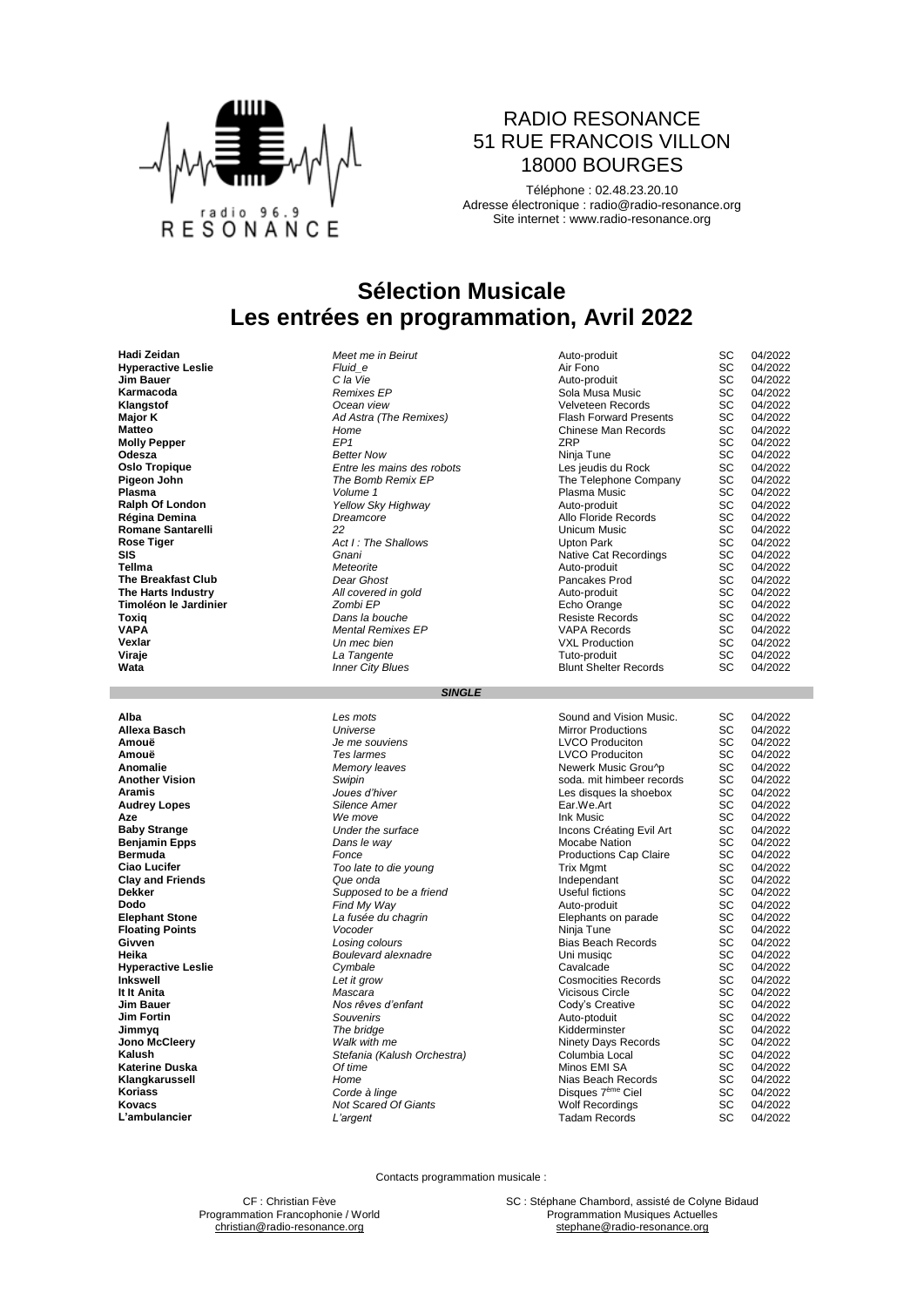RADIO RESONANCE
51 RUE FRANCOIS VILLON
18000 BOURGES

Téléphone : 02.48.23.20.10
Adresse électronique : radio@radio-resonance.org
Site internet : www.radio-resonance.org

# Sélection Musicale
# Les entrées en programmation, Avril 2022

| | | | | |
|---|---|---|---|---|
| **Hadi Zeidan** | *Meet me in Beirut* | Auto-produit | SC | 04/2022 |
| **Hyperactive Leslie** | *Fluid_e* | Air Fono | SC | 04/2022 |
| **Jim Bauer** | *C la Vie* | Auto-produit | SC | 04/2022 |
| **Karmacoda** | *Remixes EP* | Sola Musa Music | SC | 04/2022 |
| **Klangstof** | *Ocean view* | Velveteen Records | SC | 04/2022 |
| **Major K** | *Ad Astra (The Remixes)* | Flash Forward Presents | SC | 04/2022 |
| **Matteo** | *Home* | Chinese Man Records | SC | 04/2022 |
| **Molly Pepper** | *EP1* | ZRP | SC | 04/2022 |
| **Odesza** | *Better Now* | Ninja Tune | SC | 04/2022 |
| **Oslo Tropique** | *Entre les mains des robots* | Les jeudis du Rock | SC | 04/2022 |
| **Pigeon John** | *The Bomb Remix EP* | The Telephone Company | SC | 04/2022 |
| **Plasma** | *Volume 1* | Plasma Music | SC | 04/2022 |
| **Ralph Of London** | *Yellow Sky Highway* | Auto-produit | SC | 04/2022 |
| **Régina Demina** | *Dreamcore* | Allo Floride Records | SC | 04/2022 |
| **Romane Santarelli** | *22* | Unicum Music | SC | 04/2022 |
| **Rose Tiger** | *Act I : The Shallows* | Upton Park | SC | 04/2022 |
| **SIS** | *Gnani* | Native Cat Recordings | SC | 04/2022 |
| **Tellma** | *Meteorite* | Auto-produit | SC | 04/2022 |
| **The Breakfast Club** | *Dear Ghost* | Pancakes Prod | SC | 04/2022 |
| **The Harts Industry** | *All covered in gold* | Auto-produit | SC | 04/2022 |
| **Timoléon le Jardinier** | *Zombi EP* | Echo Orange | SC | 04/2022 |
| **Toxiq** | *Dans la bouche* | Resiste Records | SC | 04/2022 |
| **VAPA** | *Mental Remixes EP* | VAPA Records | SC | 04/2022 |
| **Vexlar** | *Un mec bien* | VXL Production | SC | 04/2022 |
| **Viraje** | *La Tangente* | Tuto-produit | SC | 04/2022 |
| **Wata** | *Inner City Blues* | Blunt Shelter Records | SC | 04/2022 |

***SINGLE***

| | | | | |
|---|---|---|---|---|
| **Alba** | *Les mots* | Sound and Vision Music. | SC | 04/2022 |
| **Allexa Basch** | *Universe* | Mirror Productions | SC | 04/2022 |
| **Amouë** | *Je me souviens* | LVCO Produciton | SC | 04/2022 |
| **Amouë** | *Tes larmes* | LVCO Produciton | SC | 04/2022 |
| **Anomalie** | *Memory leaves* | Newerk Music Grou^p | SC | 04/2022 |
| **Another Vision** | *Swipin* | soda. mit himbeer records | SC | 04/2022 |
| **Aramis** | *Joues d'hiver* | Les disques la shoebox | SC | 04/2022 |
| **Audrey Lopes** | *Silence Amer* | Ear.We.Art | SC | 04/2022 |
| **Aze** | *We move* | Ink Music | SC | 04/2022 |
| **Baby Strange** | *Under the surface* | Incons Créating Evil Art | SC | 04/2022 |
| **Benjamin Epps** | *Dans le way* | Mocabe Nation | SC | 04/2022 |
| **Bermuda** | *Fonce* | Productions Cap Claire | SC | 04/2022 |
| **Ciao Lucifer** | *Too late to die young* | Trix Mgmt | SC | 04/2022 |
| **Clay and Friends** | *Que onda* | Independant | SC | 04/2022 |
| **Dekker** | *Supposed to be a friend* | Useful fictions | SC | 04/2022 |
| **Dodo** | *Find My Way* | Auto-produit | SC | 04/2022 |
| **Elephant Stone** | *La fusée du chagrin* | Elephants on parade | SC | 04/2022 |
| **Floating Points** | *Vocoder* | Ninja Tune | SC | 04/2022 |
| **Givven** | *Losing colours* | Bias Beach Records | SC | 04/2022 |
| **Heika** | *Boulevard alexnadre* | Uni musiqc | SC | 04/2022 |
| **Hyperactive Leslie** | *Cymbale* | Cavalcade | SC | 04/2022 |
| **Inkswell** | *Let it grow* | Cosmocities Records | SC | 04/2022 |
| **It It Anita** | *Mascara* | Vicisous Circle | SC | 04/2022 |
| **Jim Bauer** | *Nos rêves d'enfant* | Cody's Creative | SC | 04/2022 |
| **Jim Fortin** | *Souvenirs* | Auto-ptoduit | SC | 04/2022 |
| **Jimmyq** | *The bridge* | Kidderminster | SC | 04/2022 |
| **Jono McCleery** | *Walk with me* | Ninety Days Records | SC | 04/2022 |
| **Kalush** | *Stefania (Kalush Orchestra)* | Columbia Local | SC | 04/2022 |
| **Katerine Duska** | *Of time* | Minos EMI SA | SC | 04/2022 |
| **Klangkarussell** | *Home* | Nias Beach Records | SC | 04/2022 |
| **Koriass** | *Corde à linge* | Disques 7ème Ciel | SC | 04/2022 |
| **Kovacs** | *Not Scared Of Giants* | Wolf Recordings | SC | 04/2022 |
| **L'ambulancier** | *L'argent* | Tadam Records | SC | 04/2022 |

Contacts programmation musicale :

CF : Christian Fève
Programmation Francophonie / World
christian@radio-resonance.org

SC : Stéphane Chambord, assisté de Colyne Bidaud
Programmation Musiques Actuelles
stephane@radio-resonance.org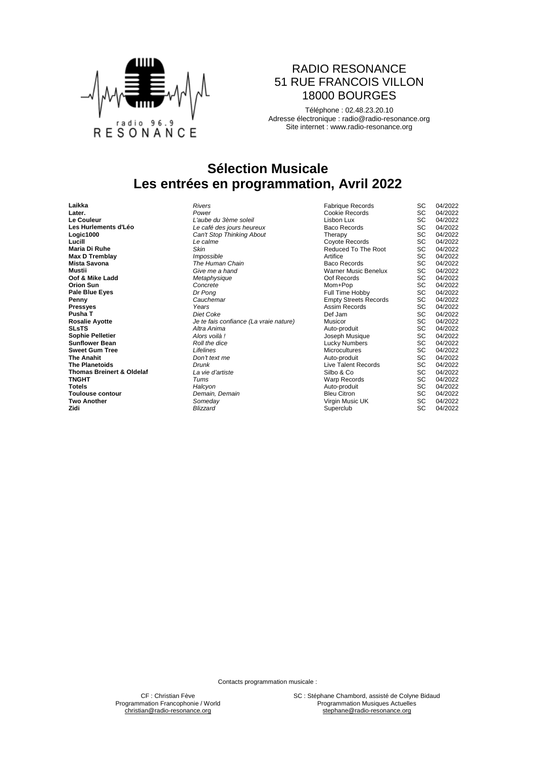RADIO RESONANCE
51 RUE FRANCOIS VILLON
18000 BOURGES

Téléphone : 02.48.23.20.10
Adresse électronique : radio@radio-resonance.org
Site internet : www.radio-resonance.org

# Sélection Musicale
# Les entrées en programmation, Avril 2022

| | | | | |
|---|---|---|---|---|
| **Laikka** | *Rivers* | Fabrique Records | SC | 04/2022 |
| **Later.** | *Power* | Cookie Records | SC | 04/2022 |
| **Le Couleur** | *L'aube du 3ème soleil* | Lisbon Lux | SC | 04/2022 |
| **Les Hurlements d'Léo** | *Le café des jours heureux* | Baco Records | SC | 04/2022 |
| **Logic1000** | *Can't Stop Thinking About* | Therapy | SC | 04/2022 |
| **Lucill** | *Le calme* | Coyote Records | SC | 04/2022 |
| **Maria Di Ruhe** | *Skin* | Reduced To The Root | SC | 04/2022 |
| **Max D Tremblay** | *Impossible* | Artifice | SC | 04/2022 |
| **Mista Savona** | *The Human Chain* | Baco Records | SC | 04/2022 |
| **Mustii** | *Give me a hand* | Warner Music Benelux | SC | 04/2022 |
| **Oof & Mike Ladd** | *Metaphysique* | Oof Records | SC | 04/2022 |
| **Orion Sun** | *Concrete* | Mom+Pop | SC | 04/2022 |
| **Pale Blue Eyes** | *Dr Pong* | Full Time Hobby | SC | 04/2022 |
| **Penny** | *Cauchemar* | Empty Streets Records | SC | 04/2022 |
| **Pressyes** | *Years* | Assim Records | SC | 04/2022 |
| **Pusha T** | *Diet Coke* | Def Jam | SC | 04/2022 |
| **Rosalie Ayotte** | *Je te fais confiance (La vraie nature)* | Musicor | SC | 04/2022 |
| **SLsTS** | *Altra Anima* | Auto-produit | SC | 04/2022 |
| **Sophie Pelletier** | *Alors voilà !* | Joseph Musique | SC | 04/2022 |
| **Sunflower Bean** | *Roll the dice* | Lucky Numbers | SC | 04/2022 |
| **Sweet Gum Tree** | *Lifelines* | Microcultures | SC | 04/2022 |
| **The Anahit** | *Don't text me* | Auto-produit | SC | 04/2022 |
| **The Planetoids** | *Drunk* | Live Talent Records | SC | 04/2022 |
| **Thomas Breinert & Oldelaf** | *La vie d'artiste* | Silbo & Co | SC | 04/2022 |
| **TNGHT** | *Tums* | Warp Records | SC | 04/2022 |
| **Totels** | *Halcyon* | Auto-produit | SC | 04/2022 |
| **Toulouse contour** | *Demain, Demain* | Bleu Citron | SC | 04/2022 |
| **Two Another** | *Someday* | Virgin Music UK | SC | 04/2022 |
| **Zidi** | *Blizzard* | Superclub | SC | 04/2022 |

Contacts programmation musicale :

CF : Christian Fève
Programmation Francophonie / World
christian@radio-resonance.org

SC : Stéphane Chambord, assisté de Colyne Bidaud
Programmation Musiques Actuelles
stephane@radio-resonance.org